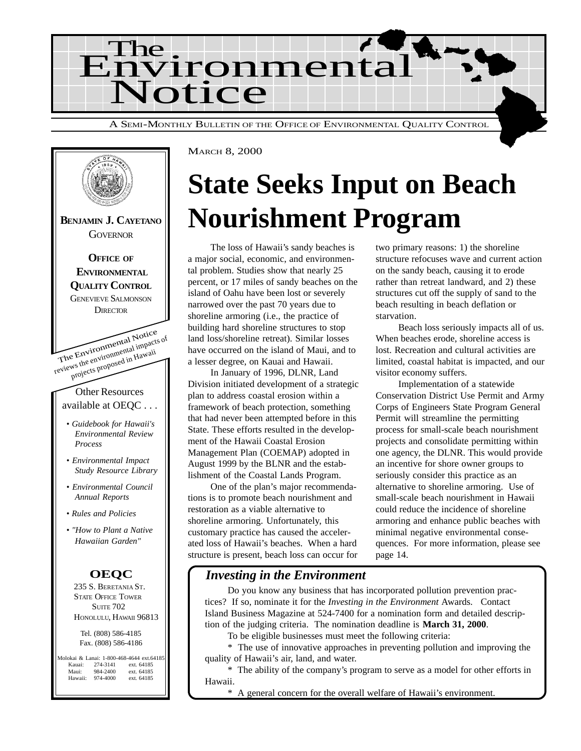# The Environmental Notice

A SEMI-MONTHLY BULLETIN OF THE OFFICE OF ENVIRONMENTAL QUALITY CONTROL

**BENJAMIN J. CAYETANO**
GOVERNOR

**OFFICE OF ENVIRONMENTAL QUALITY CONTROL**
GENEVIEVE SALMONSON
DIRECTOR

The Environmental Notice reviews the environmental impacts of projects proposed in Hawaii

Other Resources available at OEQC . . .

- *Guidebook for Hawaii's Environmental Review Process*
- *Environmental Impact Study Resource Library*
- *Environmental Council Annual Reports*
- *Rules and Policies*
- *"How to Plant a Native Hawaiian Garden"*

**OEQC**
235 S. BERETANIA ST.
STATE OFFICE TOWER
SUITE 702
HONOLULU, HAWAII 96813

Tel. (808) 586-4185
Fax. (808) 586-4186

Molokai & Lanai: 1-800-468-4644 ext.64185
Kauai: 274-3141 ext. 64185
Maui: 984-2400 ext. 64185
Hawaii: 974-4000 ext. 64185

MARCH 8, 2000

# State Seeks Input on Beach Nourishment Program

The loss of Hawaii's sandy beaches is a major social, economic, and environmental problem. Studies show that nearly 25 percent, or 17 miles of sandy beaches on the island of Oahu have been lost or severely narrowed over the past 70 years due to shoreline armoring (i.e., the practice of building hard shoreline structures to stop land loss/shoreline retreat). Similar losses have occurred on the island of Maui, and to a lesser degree, on Kauai and Hawaii.

In January of 1996, DLNR, Land Division initiated development of a strategic plan to address coastal erosion within a framework of beach protection, something that had never been attempted before in this State. These efforts resulted in the development of the Hawaii Coastal Erosion Management Plan (COEMAP) adopted in August 1999 by the BLNR and the establishment of the Coastal Lands Program.

One of the plan's major recommendations is to promote beach nourishment and restoration as a viable alternative to shoreline armoring. Unfortunately, this customary practice has caused the accelerated loss of Hawaii's beaches. When a hard structure is present, beach loss can occur for two primary reasons: 1) the shoreline structure refocuses wave and current action on the sandy beach, causing it to erode rather than retreat landward, and 2) these structures cut off the supply of sand to the beach resulting in beach deflation or starvation.

Beach loss seriously impacts all of us. When beaches erode, shoreline access is lost. Recreation and cultural activities are limited, coastal habitat is impacted, and our visitor economy suffers.

Implementation of a statewide Conservation District Use Permit and Army Corps of Engineers State Program General Permit will streamline the permitting process for small-scale beach nourishment projects and consolidate permitting within one agency, the DLNR. This would provide an incentive for shore owner groups to seriously consider this practice as an alternative to shoreline armoring. Use of small-scale beach nourishment in Hawaii could reduce the incidence of shoreline armoring and enhance public beaches with minimal negative environmental consequences. For more information, please see page 14.

## *Investing in the Environment*

Do you know any business that has incorporated pollution prevention practices? If so, nominate it for the *Investing in the Environment* Awards. Contact Island Business Magazine at 524-7400 for a nomination form and detailed description of the judging criteria. The nomination deadline is **March 31, 2000**.

To be eligible businesses must meet the following criteria:

* The use of innovative approaches in preventing pollution and improving the quality of Hawaii's air, land, and water.

* The ability of the company's program to serve as a model for other efforts in Hawaii.

* A general concern for the overall welfare of Hawaii's environment.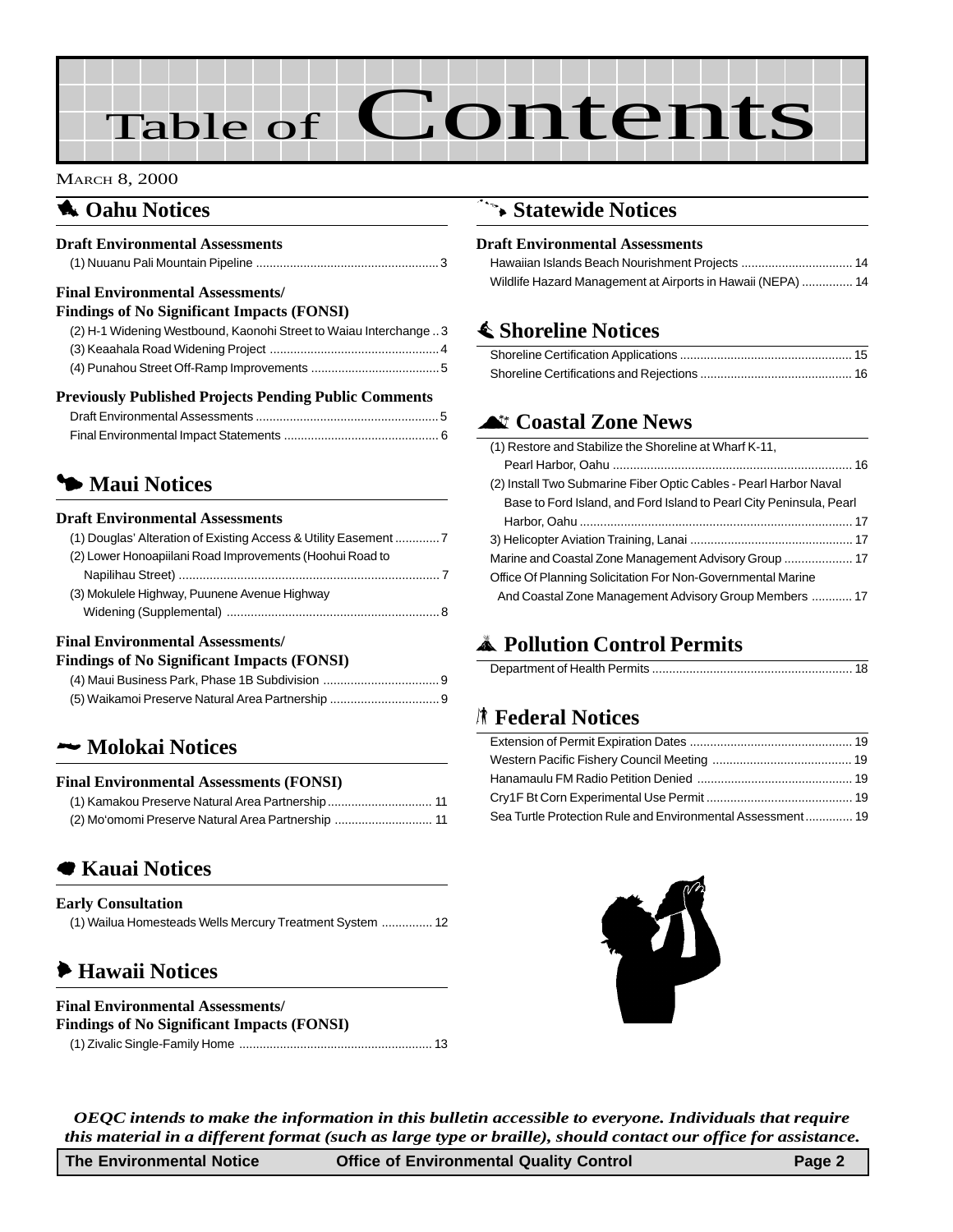# Table of Contents

MARCH 8, 2000

## Oahu Notices

### Draft Environmental Assessments

(1) Nuuanu Pali Mountain Pipeline ..... 3

### Final Environmental Assessments/ Findings of No Significant Impacts (FONSI)

(2) H-1 Widening Westbound, Kaonohi Street to Waiau Interchange .. 3
(3) Keaahala Road Widening Project ..... 4
(4) Punahou Street Off-Ramp Improvements ..... 5

### Previously Published Projects Pending Public Comments

Draft Environmental Assessments ..... 5
Final Environmental Impact Statements ..... 6

## Maui Notices

### Draft Environmental Assessments

(1) Douglas' Alteration of Existing Access & Utility Easement ..... 7
(2) Lower Honoapiilani Road Improvements (Hoohui Road to Napilihau Street) ..... 7
(3) Mokulele Highway, Puunene Avenue Highway Widening (Supplemental) ..... 8

### Final Environmental Assessments/ Findings of No Significant Impacts (FONSI)

(4) Maui Business Park, Phase 1B Subdivision ..... 9
(5) Waikamoi Preserve Natural Area Partnership ..... 9

## Molokai Notices

### Final Environmental Assessments (FONSI)

(1) Kamakou Preserve Natural Area Partnership ..... 11
(2) Mo'omomi Preserve Natural Area Partnership ..... 11

## Kauai Notices

### Early Consultation

(1) Wailua Homesteads Wells Mercury Treatment System ..... 12

## Hawaii Notices

### Final Environmental Assessments/ Findings of No Significant Impacts (FONSI)

(1) Zivalic Single-Family Home ..... 13

## Statewide Notices

### Draft Environmental Assessments

Hawaiian Islands Beach Nourishment Projects ..... 14
Wildlife Hazard Management at Airports in Hawaii (NEPA) ..... 14

## Shoreline Notices

Shoreline Certification Applications ..... 15
Shoreline Certifications and Rejections ..... 16

## Coastal Zone News

(1) Restore and Stabilize the Shoreline at Wharf K-11, Pearl Harbor, Oahu ..... 16
(2) Install Two Submarine Fiber Optic Cables - Pearl Harbor Naval Base to Ford Island, and Ford Island to Pearl City Peninsula, Pearl Harbor, Oahu ..... 17
3) Helicopter Aviation Training, Lanai ..... 17
Marine and Coastal Zone Management Advisory Group ..... 17
Office Of Planning Solicitation For Non-Governmental Marine And Coastal Zone Management Advisory Group Members ..... 17

## Pollution Control Permits

Department of Health Permits ..... 18

## Federal Notices

Extension of Permit Expiration Dates ..... 19
Western Pacific Fishery Council Meeting ..... 19
Hanamaulu FM Radio Petition Denied ..... 19
Cry1F Bt Corn Experimental Use Permit ..... 19
Sea Turtle Protection Rule and Environmental Assessment ..... 19

*OEQC intends to make the information in this bulletin accessible to everyone. Individuals that require this material in a different format (such as large type or braille), should contact our office for assistance.*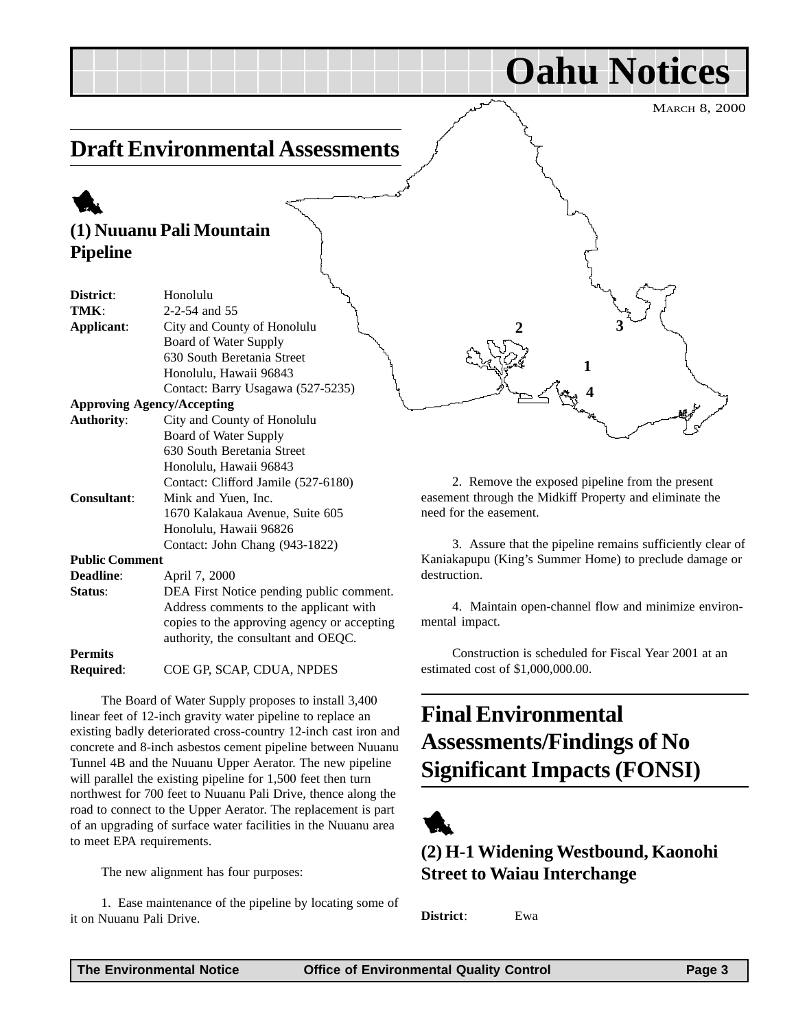# Oahu Notices

MARCH 8, 2000

## Draft Environmental Assessments

### (1) Nuuanu Pali Mountain Pipeline

**District**: Honolulu
**TMK**: 2-2-54 and 55
**Applicant**: City and County of Honolulu
Board of Water Supply
630 South Beretania Street
Honolulu, Hawaii 96843
Contact: Barry Usagawa (527-5235)

**Approving Agency/Accepting Authority**: City and County of Honolulu
Board of Water Supply
630 South Beretania Street
Honolulu, Hawaii 96843
Contact: Clifford Jamile (527-6180)

**Consultant**: Mink and Yuen, Inc.
1670 Kalakaua Avenue, Suite 605
Honolulu, Hawaii 96826
Contact: John Chang (943-1822)

**Public Comment Deadline**: April 7, 2000

**Status**: DEA First Notice pending public comment. Address comments to the applicant with copies to the approving agency or accepting authority, the consultant and OEQC.

**Permits Required**: COE GP, SCAP, CDUA, NPDES

The Board of Water Supply proposes to install 3,400 linear feet of 12-inch gravity water pipeline to replace an existing badly deteriorated cross-country 12-inch cast iron and concrete and 8-inch asbestos cement pipeline between Nuuanu Tunnel 4B and the Nuuanu Upper Aerator. The new pipeline will parallel the existing pipeline for 1,500 feet then turn northwest for 700 feet to Nuuanu Pali Drive, thence along the road to connect to the Upper Aerator. The replacement is part of an upgrading of surface water facilities in the Nuuanu area to meet EPA requirements.

The new alignment has four purposes:

1. Ease maintenance of the pipeline by locating some of it on Nuuanu Pali Drive.

2. Remove the exposed pipeline from the present easement through the Midkiff Property and eliminate the need for the easement.

3. Assure that the pipeline remains sufficiently clear of Kaniakapupu (King's Summer Home) to preclude damage or destruction.

4. Maintain open-channel flow and minimize environmental impact.

Construction is scheduled for Fiscal Year 2001 at an estimated cost of $1,000,000.00.

## Final Environmental Assessments/Findings of No Significant Impacts (FONSI)

### (2) H-1 Widening Westbound, Kaonohi Street to Waiau Interchange

**District**: Ewa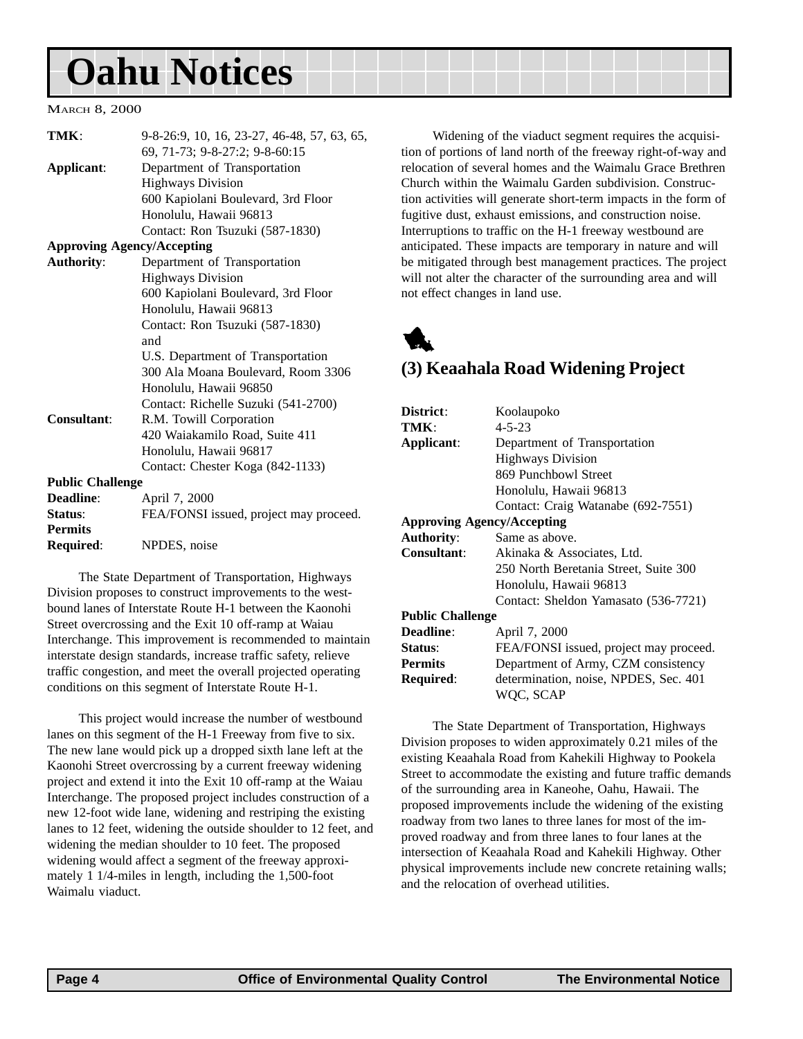| | |
|---|---|
| **TMK**: | 9-8-26:9, 10, 16, 23-27, 46-48, 57, 63, 65, 69, 71-73; 9-8-27:2; 9-8-60:15 |
| **Applicant**: | Department of Transportation<br>Highways Division<br>600 Kapiolani Boulevard, 3rd Floor<br>Honolulu, Hawaii 96813<br>Contact: Ron Tsuzuki (587-1830) |
| **Approving Agency/Accepting Authority**: | Department of Transportation<br>Highways Division<br>600 Kapiolani Boulevard, 3rd Floor<br>Honolulu, Hawaii 96813<br>Contact: Ron Tsuzuki (587-1830)<br>and<br>U.S. Department of Transportation<br>300 Ala Moana Boulevard, Room 3306<br>Honolulu, Hawaii 96850<br>Contact: Richelle Suzuki (541-2700) |
| **Consultant**: | R.M. Towill Corporation<br>420 Waiakamilo Road, Suite 411<br>Honolulu, Hawaii 96817<br>Contact: Chester Koga (842-1133) |
| **Public Challenge Deadline**: | April 7, 2000 |
| **Status**: | FEA/FONSI issued, project may proceed. |
| **Permits Required**: | NPDES, noise |

The State Department of Transportation, Highways Division proposes to construct improvements to the westbound lanes of Interstate Route H-1 between the Kaonohi Street overcrossing and the Exit 10 off-ramp at Waiau Interchange. This improvement is recommended to maintain interstate design standards, increase traffic safety, relieve traffic congestion, and meet the overall projected operating conditions on this segment of Interstate Route H-1.

This project would increase the number of westbound lanes on this segment of the H-1 Freeway from five to six. The new lane would pick up a dropped sixth lane left at the Kaonohi Street overcrossing by a current freeway widening project and extend it into the Exit 10 off-ramp at the Waiau Interchange. The proposed project includes construction of a new 12-foot wide lane, widening and restriping the existing lanes to 12 feet, widening the outside shoulder to 12 feet, and widening the median shoulder to 10 feet. The proposed widening would affect a segment of the freeway approximately 1 1/4-miles in length, including the 1,500-foot Waimalu viaduct.

Widening of the viaduct segment requires the acquisition of portions of land north of the freeway right-of-way and relocation of several homes and the Waimalu Grace Brethren Church within the Waimalu Garden subdivision. Construction activities will generate short-term impacts in the form of fugitive dust, exhaust emissions, and construction noise. Interruptions to traffic on the H-1 freeway westbound are anticipated. These impacts are temporary in nature and will be mitigated through best management practices. The project will not alter the character of the surrounding area and will not effect changes in land use.

## (3) Keaahala Road Widening Project

| | |
|---|---|
| **District**: | Koolaupoko |
| **TMK**: | 4-5-23 |
| **Applicant**: | Department of Transportation<br>Highways Division<br>869 Punchbowl Street<br>Honolulu, Hawaii 96813<br>Contact: Craig Watanabe (692-7551) |
| **Approving Agency/Accepting Authority**: | Same as above. |
| **Consultant**: | Akinaka & Associates, Ltd.<br>250 North Beretania Street, Suite 300<br>Honolulu, Hawaii 96813<br>Contact: Sheldon Yamasato (536-7721) |
| **Public Challenge Deadline**: | April 7, 2000 |
| **Status**: | FEA/FONSI issued, project may proceed. |
| **Permits Required**: | Department of Army, CZM consistency determination, noise, NPDES, Sec. 401 WQC, SCAP |

The State Department of Transportation, Highways Division proposes to widen approximately 0.21 miles of the existing Keaahala Road from Kahekili Highway to Pookela Street to accommodate the existing and future traffic demands of the surrounding area in Kaneohe, Oahu, Hawaii. The proposed improvements include the widening of the existing roadway from two lanes to three lanes for most of the improved roadway and from three lanes to four lanes at the intersection of Keaahala Road and Kahekili Highway. Other physical improvements include new concrete retaining walls; and the relocation of overhead utilities.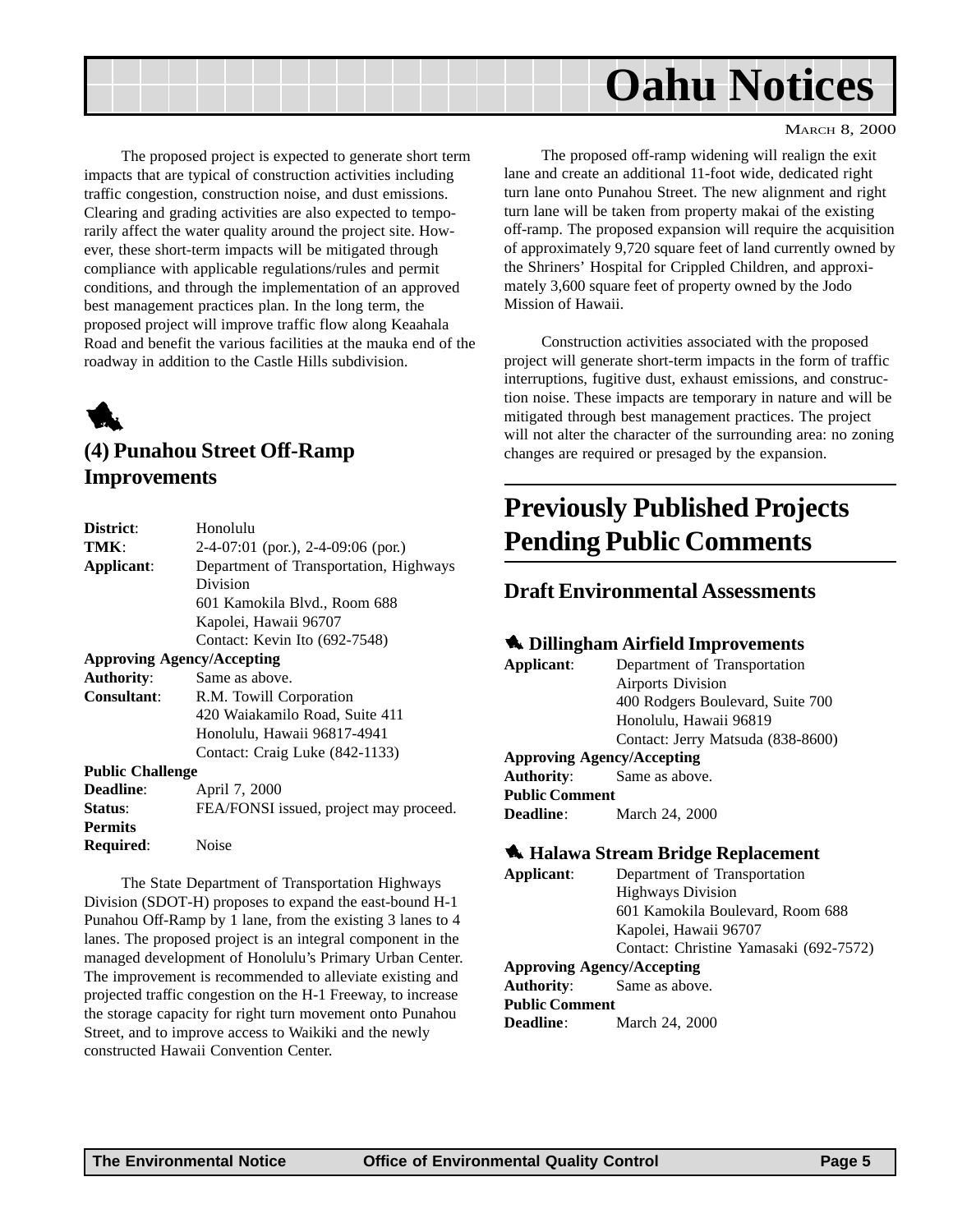The proposed project is expected to generate short term impacts that are typical of construction activities including traffic congestion, construction noise, and dust emissions. Clearing and grading activities are also expected to temporarily affect the water quality around the project site. However, these short-term impacts will be mitigated through compliance with applicable regulations/rules and permit conditions, and through the implementation of an approved best management practices plan. In the long term, the proposed project will improve traffic flow along Keaahala Road and benefit the various facilities at the mauka end of the roadway in addition to the Castle Hills subdivision.

## (4) Punahou Street Off-Ramp Improvements

**District**: Honolulu
**TMK**: 2-4-07:01 (por.), 2-4-09:06 (por.)
**Applicant**: Department of Transportation, Highways Division
601 Kamokila Blvd., Room 688
Kapolei, Hawaii 96707
Contact: Kevin Ito (692-7548)
**Approving Agency/Accepting Authority**: Same as above.
**Consultant**: R.M. Towill Corporation
420 Waiakamilo Road, Suite 411
Honolulu, Hawaii 96817-4941
Contact: Craig Luke (842-1133)
**Public Challenge Deadline**: April 7, 2000
**Status**: FEA/FONSI issued, project may proceed.
**Permits Required**: Noise

The State Department of Transportation Highways Division (SDOT-H) proposes to expand the east-bound H-1 Punahou Off-Ramp by 1 lane, from the existing 3 lanes to 4 lanes. The proposed project is an integral component in the managed development of Honolulu's Primary Urban Center. The improvement is recommended to alleviate existing and projected traffic congestion on the H-1 Freeway, to increase the storage capacity for right turn movement onto Punahou Street, and to improve access to Waikiki and the newly constructed Hawaii Convention Center.

The proposed off-ramp widening will realign the exit lane and create an additional 11-foot wide, dedicated right turn lane onto Punahou Street. The new alignment and right turn lane will be taken from property makai of the existing off-ramp. The proposed expansion will require the acquisition of approximately 9,720 square feet of land currently owned by the Shriners' Hospital for Crippled Children, and approximately 3,600 square feet of property owned by the Jodo Mission of Hawaii.

Construction activities associated with the proposed project will generate short-term impacts in the form of traffic interruptions, fugitive dust, exhaust emissions, and construction noise. These impacts are temporary in nature and will be mitigated through best management practices. The project will not alter the character of the surrounding area: no zoning changes are required or presaged by the expansion.

# Previously Published Projects Pending Public Comments

## Draft Environmental Assessments

### Dillingham Airfield Improvements

**Applicant**: Department of Transportation
Airports Division
400 Rodgers Boulevard, Suite 700
Honolulu, Hawaii 96819
Contact: Jerry Matsuda (838-8600)
**Approving Agency/Accepting Authority**: Same as above.
**Public Comment Deadline**: March 24, 2000

### Halawa Stream Bridge Replacement

**Applicant**: Department of Transportation
Highways Division
601 Kamokila Boulevard, Room 688
Kapolei, Hawaii 96707
Contact: Christine Yamasaki (692-7572)
**Approving Agency/Accepting Authority**: Same as above.
**Public Comment Deadline**: March 24, 2000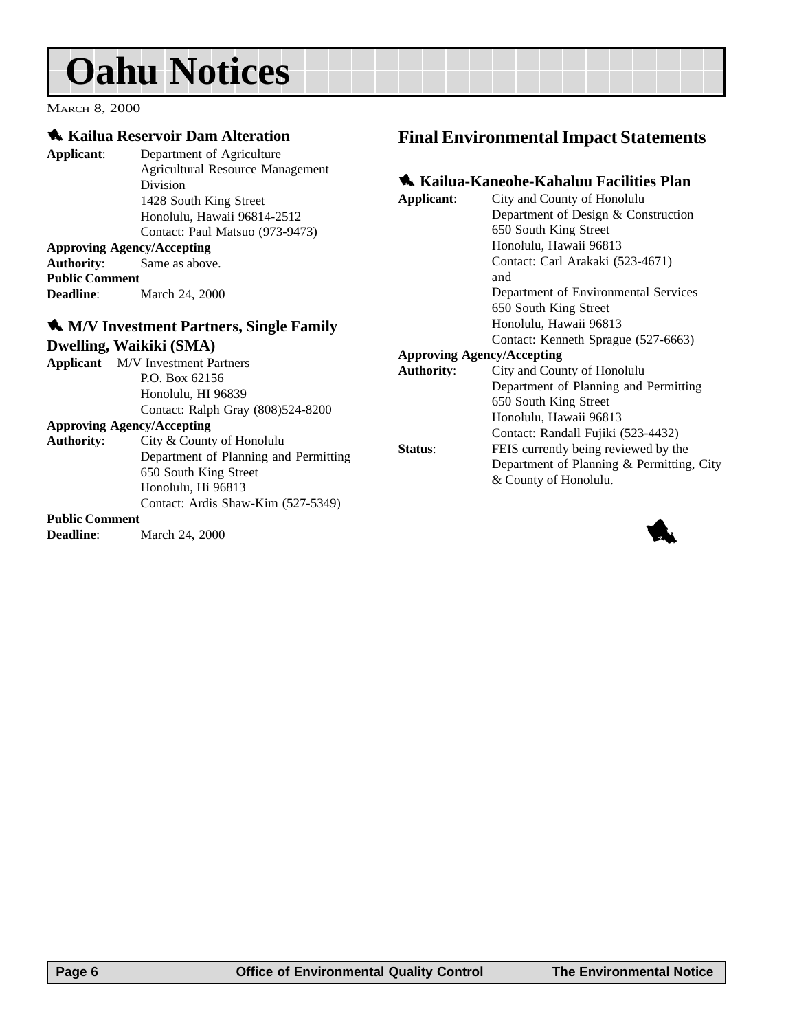# Oahu Notices

MARCH 8, 2000

### Kailua Reservoir Dam Alteration

**Applicant**: Department of Agriculture
Agricultural Resource Management Division
1428 South King Street
Honolulu, Hawaii 96814-2512
Contact: Paul Matsuo (973-9473)

**Approving Agency/Accepting Authority**: Same as above.

**Public Comment Deadline**: March 24, 2000

### M/V Investment Partners, Single Family Dwelling, Waikiki (SMA)

**Applicant** M/V Investment Partners
P.O. Box 62156
Honolulu, HI 96839
Contact: Ralph Gray (808)524-8200

**Approving Agency/Accepting Authority**: City & County of Honolulu
Department of Planning and Permitting
650 South King Street
Honolulu, Hi 96813
Contact: Ardis Shaw-Kim (527-5349)

**Public Comment Deadline**: March 24, 2000

## Final Environmental Impact Statements

### Kailua-Kaneohe-Kahaluu Facilities Plan

**Applicant**: City and County of Honolulu
Department of Design & Construction
650 South King Street
Honolulu, Hawaii 96813
Contact: Carl Arakaki (523-4671)
and
Department of Environmental Services
650 South King Street
Honolulu, Hawaii 96813
Contact: Kenneth Sprague (527-6663)

**Approving Agency/Accepting Authority**: City and County of Honolulu
Department of Planning and Permitting
650 South King Street
Honolulu, Hawaii 96813
Contact: Randall Fujiki (523-4432)

**Status**: FEIS currently being reviewed by the Department of Planning & Permitting, City & County of Honolulu.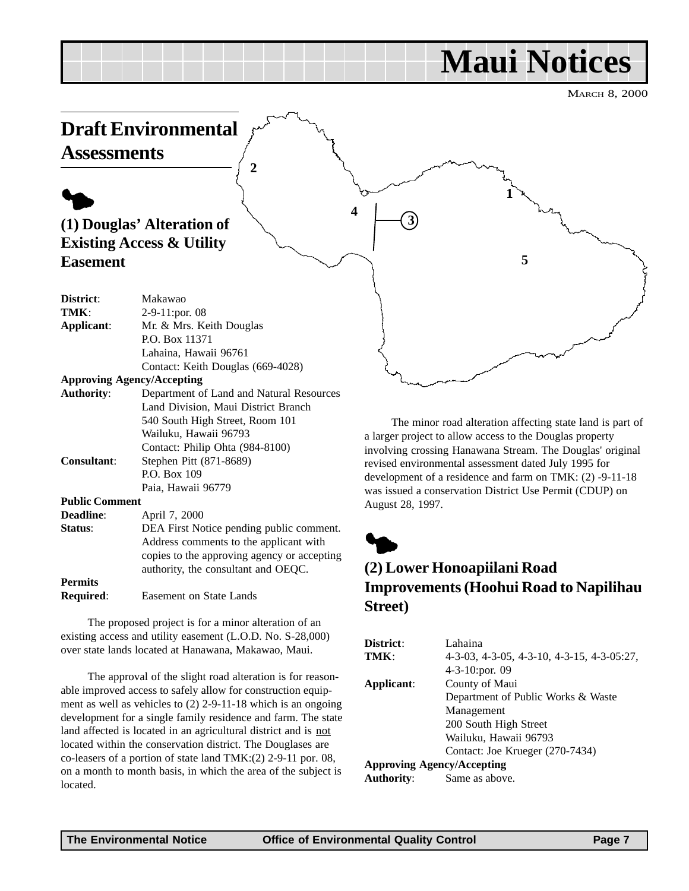# Maui Notices

March 8, 2000

## Draft Environmental Assessments

### (1) Douglas' Alteration of Existing Access & Utility Easement

**District**: Makawao
**TMK**: 2-9-11:por. 08
**Applicant**: Mr. & Mrs. Keith Douglas
P.O. Box 11371
Lahaina, Hawaii 96761
Contact: Keith Douglas (669-4028)
**Approving Agency/Accepting Authority**: Department of Land and Natural Resources
Land Division, Maui District Branch
540 South High Street, Room 101
Wailuku, Hawaii 96793
Contact: Philip Ohta (984-8100)
**Consultant**: Stephen Pitt (871-8689)
P.O. Box 109
Paia, Hawaii 96779
**Public Comment Deadline**: April 7, 2000
**Status**: DEA First Notice pending public comment. Address comments to the applicant with copies to the approving agency or accepting authority, the consultant and OEQC.
**Permits Required**: Easement on State Lands

The proposed project is for a minor alteration of an existing access and utility easement (L.O.D. No. S-28,000) over state lands located at Hanawana, Makawao, Maui.

The approval of the slight road alteration is for reasonable improved access to safely allow for construction equipment as well as vehicles to (2) 2-9-11-18 which is an ongoing development for a single family residence and farm. The state land affected is located in an agricultural district and is not located within the conservation district. The Douglases are co-leasers of a portion of state land TMK:(2) 2-9-11 por. 08, on a month to month basis, in which the area of the subject is located.

The minor road alteration affecting state land is part of a larger project to allow access to the Douglas property involving crossing Hanawana Stream. The Douglas' original revised environmental assessment dated July 1995 for development of a residence and farm on TMK: (2) -9-11-18 was issued a conservation District Use Permit (CDUP) on August 28, 1997.

### (2) Lower Honoapiilani Road Improvements (Hoohui Road to Napilihau Street)

**District**: Lahaina
**TMK**: 4-3-03, 4-3-05, 4-3-10, 4-3-15, 4-3-05:27, 4-3-10:por. 09
**Applicant**: County of Maui
Department of Public Works & Waste Management
200 South High Street
Wailuku, Hawaii 96793
Contact: Joe Krueger (270-7434)
**Approving Agency/Accepting Authority**: Same as above.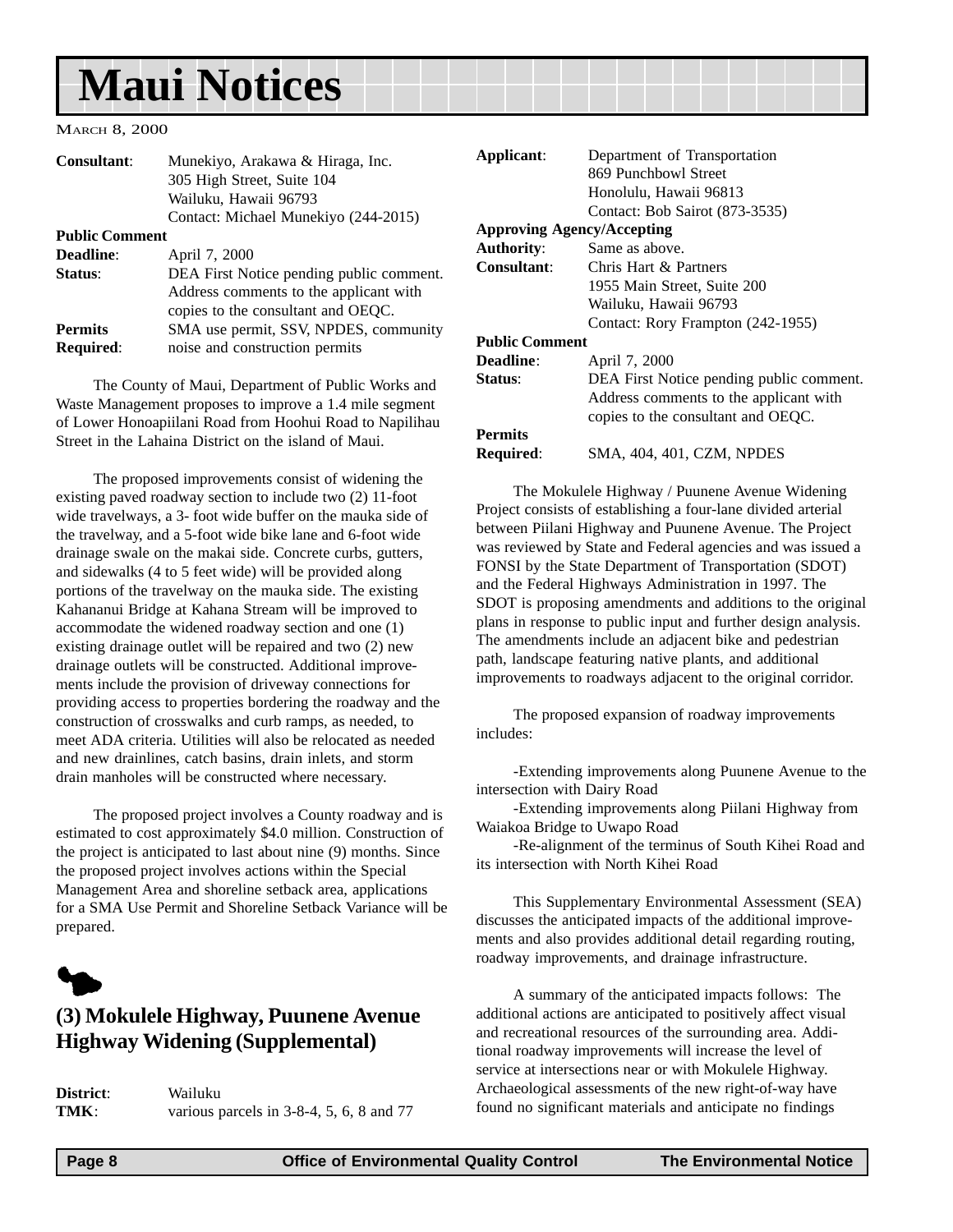# Maui Notices

MARCH 8, 2000

**Consultant**: Munekiyo, Arakawa & Hiraga, Inc.
305 High Street, Suite 104
Wailuku, Hawaii 96793
Contact: Michael Munekiyo (244-2015)

**Public Comment**

**Deadline**: April 7, 2000

**Status**: DEA First Notice pending public comment. Address comments to the applicant with copies to the consultant and OEQC.

**Permits Required**: SMA use permit, SSV, NPDES, community noise and construction permits

The County of Maui, Department of Public Works and Waste Management proposes to improve a 1.4 mile segment of Lower Honoapiilani Road from Hoohui Road to Napilihau Street in the Lahaina District on the island of Maui.

The proposed improvements consist of widening the existing paved roadway section to include two (2) 11-foot wide travelways, a 3- foot wide buffer on the mauka side of the travelway, and a 5-foot wide bike lane and 6-foot wide drainage swale on the makai side. Concrete curbs, gutters, and sidewalks (4 to 5 feet wide) will be provided along portions of the travelway on the mauka side. The existing Kahananui Bridge at Kahana Stream will be improved to accommodate the widened roadway section and one (1) existing drainage outlet will be repaired and two (2) new drainage outlets will be constructed. Additional improvements include the provision of driveway connections for providing access to properties bordering the roadway and the construction of crosswalks and curb ramps, as needed, to meet ADA criteria. Utilities will also be relocated as needed and new drainlines, catch basins, drain inlets, and storm drain manholes will be constructed where necessary.

The proposed project involves a County roadway and is estimated to cost approximately $4.0 million. Construction of the project is anticipated to last about nine (9) months. Since the proposed project involves actions within the Special Management Area and shoreline setback area, applications for a SMA Use Permit and Shoreline Setback Variance will be prepared.

## (3) Mokulele Highway, Puunene Avenue Highway Widening (Supplemental)

**District**: Wailuku

**TMK**: various parcels in 3-8-4, 5, 6, 8 and 77

**Applicant**: Department of Transportation
869 Punchbowl Street
Honolulu, Hawaii 96813
Contact: Bob Sairot (873-3535)

**Approving Agency/Accepting Authority**: Same as above.

**Consultant**: Chris Hart & Partners
1955 Main Street, Suite 200
Wailuku, Hawaii 96793
Contact: Rory Frampton (242-1955)

**Public Comment**

**Deadline**: April 7, 2000

**Status**: DEA First Notice pending public comment. Address comments to the applicant with copies to the consultant and OEQC.

**Permits Required**: SMA, 404, 401, CZM, NPDES

The Mokulele Highway / Puunene Avenue Widening Project consists of establishing a four-lane divided arterial between Piilani Highway and Puunene Avenue. The Project was reviewed by State and Federal agencies and was issued a FONSI by the State Department of Transportation (SDOT) and the Federal Highways Administration in 1997. The SDOT is proposing amendments and additions to the original plans in response to public input and further design analysis. The amendments include an adjacent bike and pedestrian path, landscape featuring native plants, and additional improvements to roadways adjacent to the original corridor.

The proposed expansion of roadway improvements includes:

-Extending improvements along Puunene Avenue to the intersection with Dairy Road

-Extending improvements along Piilani Highway from Waiakoa Bridge to Uwapo Road

-Re-alignment of the terminus of South Kihei Road and its intersection with North Kihei Road

This Supplementary Environmental Assessment (SEA) discusses the anticipated impacts of the additional improvements and also provides additional detail regarding routing, roadway improvements, and drainage infrastructure.

A summary of the anticipated impacts follows: The additional actions are anticipated to positively affect visual and recreational resources of the surrounding area. Additional roadway improvements will increase the level of service at intersections near or with Mokulele Highway. Archaeological assessments of the new right-of-way have found no significant materials and anticipate no findings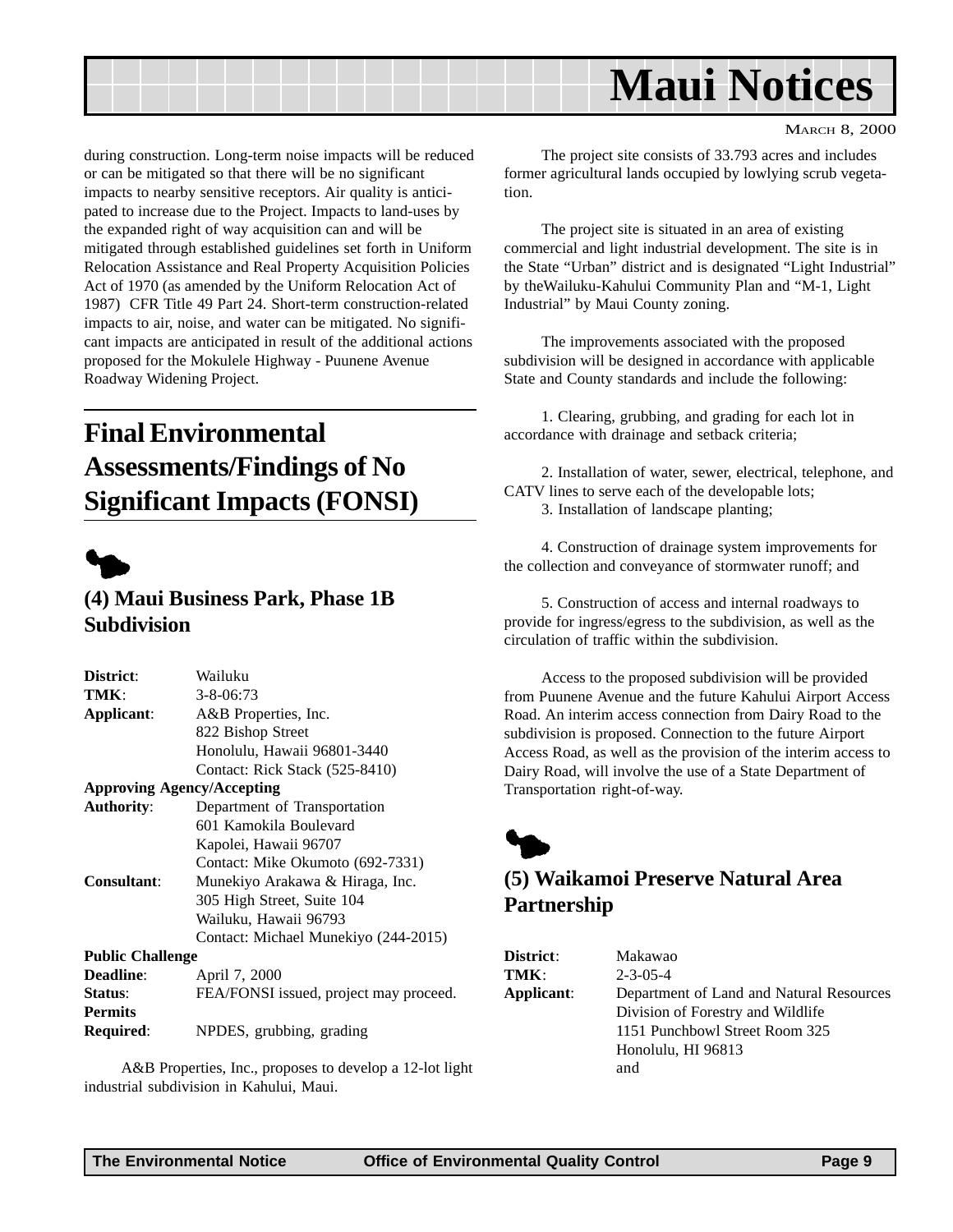during construction. Long-term noise impacts will be reduced or can be mitigated so that there will be no significant impacts to nearby sensitive receptors. Air quality is anticipated to increase due to the Project. Impacts to land-uses by the expanded right of way acquisition can and will be mitigated through established guidelines set forth in Uniform Relocation Assistance and Real Property Acquisition Policies Act of 1970 (as amended by the Uniform Relocation Act of 1987) CFR Title 49 Part 24. Short-term construction-related impacts to air, noise, and water can be mitigated. No significant impacts are anticipated in result of the additional actions proposed for the Mokulele Highway - Puunene Avenue Roadway Widening Project.

## Final Environmental Assessments/Findings of No Significant Impacts (FONSI)

### (4) Maui Business Park, Phase 1B Subdivision

**District**: Wailuku
**TMK**: 3-8-06:73
**Applicant**: A&B Properties, Inc.
822 Bishop Street
Honolulu, Hawaii 96801-3440
Contact: Rick Stack (525-8410)
**Approving Agency/Accepting Authority**: Department of Transportation
601 Kamokila Boulevard
Kapolei, Hawaii 96707
Contact: Mike Okumoto (692-7331)
**Consultant**: Munekiyo Arakawa & Hiraga, Inc.
305 High Street, Suite 104
Wailuku, Hawaii 96793
Contact: Michael Munekiyo (244-2015)
**Public Challenge Deadline**: April 7, 2000
**Status**: FEA/FONSI issued, project may proceed.
**Permits Required**: NPDES, grubbing, grading

A&B Properties, Inc., proposes to develop a 12-lot light industrial subdivision in Kahului, Maui.

The project site consists of 33.793 acres and includes former agricultural lands occupied by lowlying scrub vegetation.

The project site is situated in an area of existing commercial and light industrial development. The site is in the State "Urban" district and is designated "Light Industrial" by theWailuku-Kahului Community Plan and "M-1, Light Industrial" by Maui County zoning.

The improvements associated with the proposed subdivision will be designed in accordance with applicable State and County standards and include the following:

1. Clearing, grubbing, and grading for each lot in accordance with drainage and setback criteria;
2. Installation of water, sewer, electrical, telephone, and CATV lines to serve each of the developable lots;
3. Installation of landscape planting;
4. Construction of drainage system improvements for the collection and conveyance of stormwater runoff; and
5. Construction of access and internal roadways to provide for ingress/egress to the subdivision, as well as the circulation of traffic within the subdivision.

Access to the proposed subdivision will be provided from Puunene Avenue and the future Kahului Airport Access Road. An interim access connection from Dairy Road to the subdivision is proposed. Connection to the future Airport Access Road, as well as the provision of the interim access to Dairy Road, will involve the use of a State Department of Transportation right-of-way.

### (5) Waikamoi Preserve Natural Area Partnership

**District**: Makawao
**TMK**: 2-3-05-4
**Applicant**: Department of Land and Natural Resources
Division of Forestry and Wildlife
1151 Punchbowl Street Room 325
Honolulu, HI 96813
and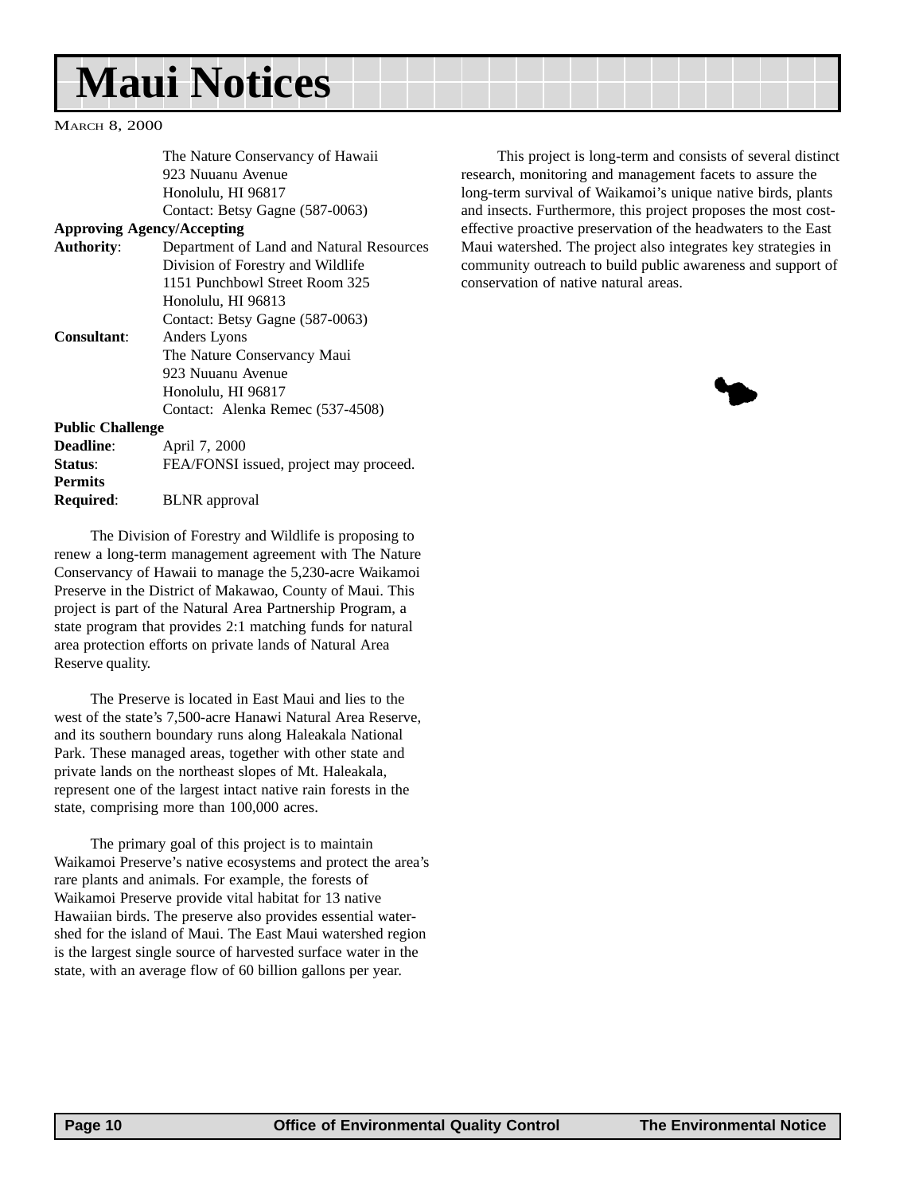# Maui Notices

March 8, 2000

The Nature Conservancy of Hawaii
923 Nuuanu Avenue
Honolulu, HI 96817
Contact: Betsy Gagne (587-0063)

**Approving Agency/Accepting Authority**: Department of Land and Natural Resources
Division of Forestry and Wildlife
1151 Punchbowl Street Room 325
Honolulu, HI 96813
Contact: Betsy Gagne (587-0063)

**Consultant**: Anders Lyons
The Nature Conservancy Maui
923 Nuuanu Avenue
Honolulu, HI 96817
Contact: Alenka Remec (537-4508)

**Public Challenge Deadline**: April 7, 2000

**Status**: FEA/FONSI issued, project may proceed.

**Permits Required**: BLNR approval

The Division of Forestry and Wildlife is proposing to renew a long-term management agreement with The Nature Conservancy of Hawaii to manage the 5,230-acre Waikamoi Preserve in the District of Makawao, County of Maui. This project is part of the Natural Area Partnership Program, a state program that provides 2:1 matching funds for natural area protection efforts on private lands of Natural Area Reserve quality.

The Preserve is located in East Maui and lies to the west of the state's 7,500-acre Hanawi Natural Area Reserve, and its southern boundary runs along Haleakala National Park. These managed areas, together with other state and private lands on the northeast slopes of Mt. Haleakala, represent one of the largest intact native rain forests in the state, comprising more than 100,000 acres.

The primary goal of this project is to maintain Waikamoi Preserve's native ecosystems and protect the area's rare plants and animals. For example, the forests of Waikamoi Preserve provide vital habitat for 13 native Hawaiian birds. The preserve also provides essential water-shed for the island of Maui. The East Maui watershed region is the largest single source of harvested surface water in the state, with an average flow of 60 billion gallons per year.

This project is long-term and consists of several distinct research, monitoring and management facets to assure the long-term survival of Waikamoi's unique native birds, plants and insects. Furthermore, this project proposes the most cost-effective proactive preservation of the headwaters to the East Maui watershed. The project also integrates key strategies in community outreach to build public awareness and support of conservation of native natural areas.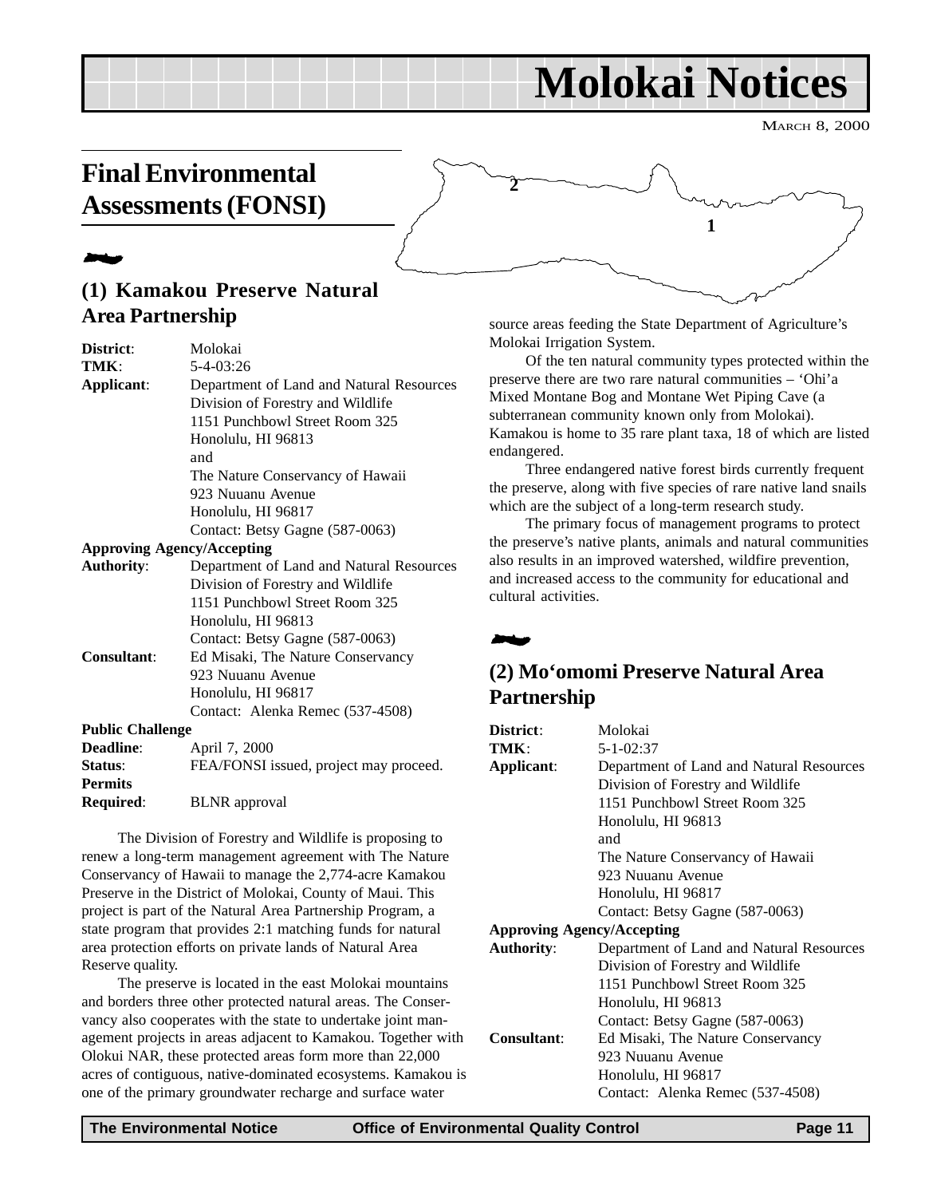# Molokai Notices

MARCH 8, 2000

## Final Environmental Assessments (FONSI)

### (1) Kamakou Preserve Natural Area Partnership

**District**: Molokai
**TMK**: 5-4-03:26
**Applicant**: Department of Land and Natural Resources
Division of Forestry and Wildlife
1151 Punchbowl Street Room 325
Honolulu, HI 96813
and
The Nature Conservancy of Hawaii
923 Nuuanu Avenue
Honolulu, HI 96817
Contact: Betsy Gagne (587-0063)

**Approving Agency/Accepting Authority**: Department of Land and Natural Resources
Division of Forestry and Wildlife
1151 Punchbowl Street Room 325
Honolulu, HI 96813
Contact: Betsy Gagne (587-0063)

**Consultant**: Ed Misaki, The Nature Conservancy
923 Nuuanu Avenue
Honolulu, HI 96817
Contact: Alenka Remec (537-4508)

**Public Challenge Deadline**: April 7, 2000
**Status**: FEA/FONSI issued, project may proceed.
**Permits Required**: BLNR approval

The Division of Forestry and Wildlife is proposing to renew a long-term management agreement with The Nature Conservancy of Hawaii to manage the 2,774-acre Kamakou Preserve in the District of Molokai, County of Maui. This project is part of the Natural Area Partnership Program, a state program that provides 2:1 matching funds for natural area protection efforts on private lands of Natural Area Reserve quality.

The preserve is located in the east Molokai mountains and borders three other protected natural areas. The Conservancy also cooperates with the state to undertake joint management projects in areas adjacent to Kamakou. Together with Olokui NAR, these protected areas form more than 22,000 acres of contiguous, native-dominated ecosystems. Kamakou is one of the primary groundwater recharge and surface water source areas feeding the State Department of Agriculture's Molokai Irrigation System.

Of the ten natural community types protected within the preserve there are two rare natural communities – 'Ohi'a Mixed Montane Bog and Montane Wet Piping Cave (a subterranean community known only from Molokai). Kamakou is home to 35 rare plant taxa, 18 of which are listed endangered.

Three endangered native forest birds currently frequent the preserve, along with five species of rare native land snails which are the subject of a long-term research study.

The primary focus of management programs to protect the preserve's native plants, animals and natural communities also results in an improved watershed, wildfire prevention, and increased access to the community for educational and cultural activities.

### (2) Mo'omomi Preserve Natural Area Partnership

**District**: Molokai
**TMK**: 5-1-02:37
**Applicant**: Department of Land and Natural Resources
Division of Forestry and Wildlife
1151 Punchbowl Street Room 325
Honolulu, HI 96813
and
The Nature Conservancy of Hawaii
923 Nuuanu Avenue
Honolulu, HI 96817
Contact: Betsy Gagne (587-0063)

**Approving Agency/Accepting Authority**: Department of Land and Natural Resources
Division of Forestry and Wildlife
1151 Punchbowl Street Room 325
Honolulu, HI 96813
Contact: Betsy Gagne (587-0063)

**Consultant**: Ed Misaki, The Nature Conservancy
923 Nuuanu Avenue
Honolulu, HI 96817
Contact: Alenka Remec (537-4508)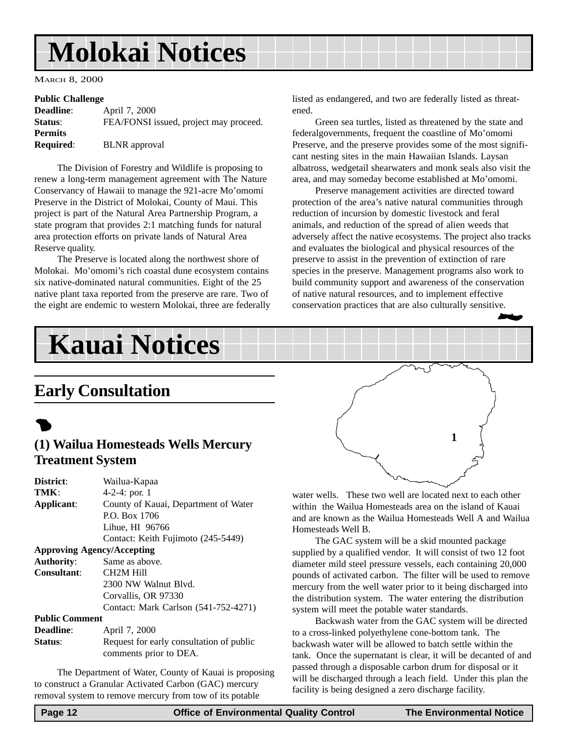# Molokai Notices

MARCH 8, 2000

**Public Challenge**
**Deadline**: April 7, 2000
**Status**: FEA/FONSI issued, project may proceed.
**Permits Required**: BLNR approval

The Division of Forestry and Wildlife is proposing to renew a long-term management agreement with The Nature Conservancy of Hawaii to manage the 921-acre Mo'omomi Preserve in the District of Molokai, County of Maui. This project is part of the Natural Area Partnership Program, a state program that provides 2:1 matching funds for natural area protection efforts on private lands of Natural Area Reserve quality.

The Preserve is located along the northwest shore of Molokai. Mo'omomi's rich coastal dune ecosystem contains six native-dominated natural communities. Eight of the 25 native plant taxa reported from the preserve are rare. Two of the eight are endemic to western Molokai, three are federally listed as endangered, and two are federally listed as threatened.

Green sea turtles, listed as threatened by the state and federalgovernments, frequent the coastline of Mo'omomi Preserve, and the preserve provides some of the most significant nesting sites in the main Hawaiian Islands. Laysan albatross, wedgetail shearwaters and monk seals also visit the area, and may someday become established at Mo'omomi.

Preserve management activities are directed toward protection of the area's native natural communities through reduction of incursion by domestic livestock and feral animals, and reduction of the spread of alien weeds that adversely affect the native ecosystems. The project also tracks and evaluates the biological and physical resources of the preserve to assist in the prevention of extinction of rare species in the preserve. Management programs also work to build community support and awareness of the conservation of native natural resources, and to implement effective conservation practices that are also culturally sensitive.

# Kauai Notices

## Early Consultation

### (1) Wailua Homesteads Wells Mercury Treatment System

**District**: Wailua-Kapaa
**TMK**: 4-2-4: por. 1
**Applicant**: County of Kauai, Department of Water
P.O. Box 1706
Lihue, HI 96766
Contact: Keith Fujimoto (245-5449)

**Approving Agency/Accepting Authority**: Same as above.
**Consultant**: CH2M Hill
2300 NW Walnut Blvd.
Corvallis, OR 97330
Contact: Mark Carlson (541-752-4271)

**Public Comment**
**Deadline**: April 7, 2000
**Status**: Request for early consultation of public comments prior to DEA.

The Department of Water, County of Kauai is proposing to construct a Granular Activated Carbon (GAC) mercury removal system to remove mercury from tow of its potable water wells. These two well are located next to each other within the Wailua Homesteads area on the island of Kauai and are known as the Wailua Homesteads Well A and Wailua Homesteads Well B.

The GAC system will be a skid mounted package supplied by a qualified vendor. It will consist of two 12 foot diameter mild steel pressure vessels, each containing 20,000 pounds of activated carbon. The filter will be used to remove mercury from the well water prior to it being discharged into the distribution system. The water entering the distribution system will meet the potable water standards.

Backwash water from the GAC system will be directed to a cross-linked polyethylene cone-bottom tank. The backwash water will be allowed to batch settle within the tank. Once the supernatant is clear, it will be decanted of and passed through a disposable carbon drum for disposal or it will be discharged through a leach field. Under this plan the facility is being designed a zero discharge facility.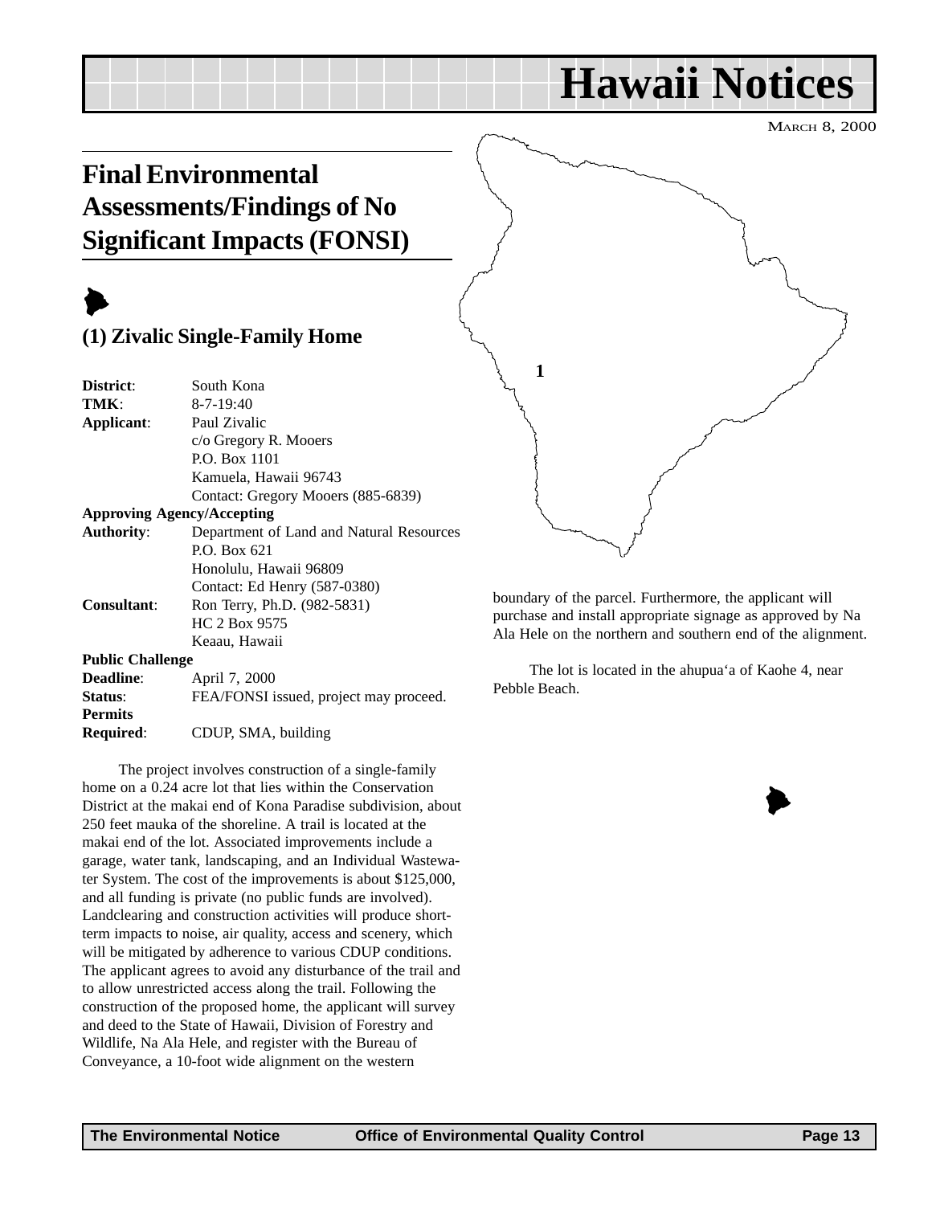# Hawaii Notices

MARCH 8, 2000

## Final Environmental Assessments/Findings of No Significant Impacts (FONSI)

### (1) Zivalic Single-Family Home

| | |
|---|---|
| **District**: | South Kona |
| **TMK**: | 8-7-19:40 |
| **Applicant**: | Paul Zivalic<br>c/o Gregory R. Mooers<br>P.O. Box 1101<br>Kamuela, Hawaii 96743<br>Contact: Gregory Mooers (885-6839) |
| **Approving Agency/Accepting Authority**: | Department of Land and Natural Resources<br>P.O. Box 621<br>Honolulu, Hawaii 96809<br>Contact: Ed Henry (587-0380) |
| **Consultant**: | Ron Terry, Ph.D. (982-5831)<br>HC 2 Box 9575<br>Keaau, Hawaii |
| **Public Challenge Deadline**: | April 7, 2000 |
| **Status**: | FEA/FONSI issued, project may proceed. |
| **Permits Required**: | CDUP, SMA, building |

The project involves construction of a single-family home on a 0.24 acre lot that lies within the Conservation District at the makai end of Kona Paradise subdivision, about 250 feet mauka of the shoreline. A trail is located at the makai end of the lot. Associated improvements include a garage, water tank, landscaping, and an Individual Wastewater System. The cost of the improvements is about $125,000, and all funding is private (no public funds are involved). Landclearing and construction activities will produce short-term impacts to noise, air quality, access and scenery, which will be mitigated by adherence to various CDUP conditions. The applicant agrees to avoid any disturbance of the trail and to allow unrestricted access along the trail. Following the construction of the proposed home, the applicant will survey and deed to the State of Hawaii, Division of Forestry and Wildlife, Na Ala Hele, and register with the Bureau of Conveyance, a 10-foot wide alignment on the western boundary of the parcel. Furthermore, the applicant will purchase and install appropriate signage as approved by Na Ala Hele on the northern and southern end of the alignment.

The lot is located in the ahupua‘a of Kaohe 4, near Pebble Beach.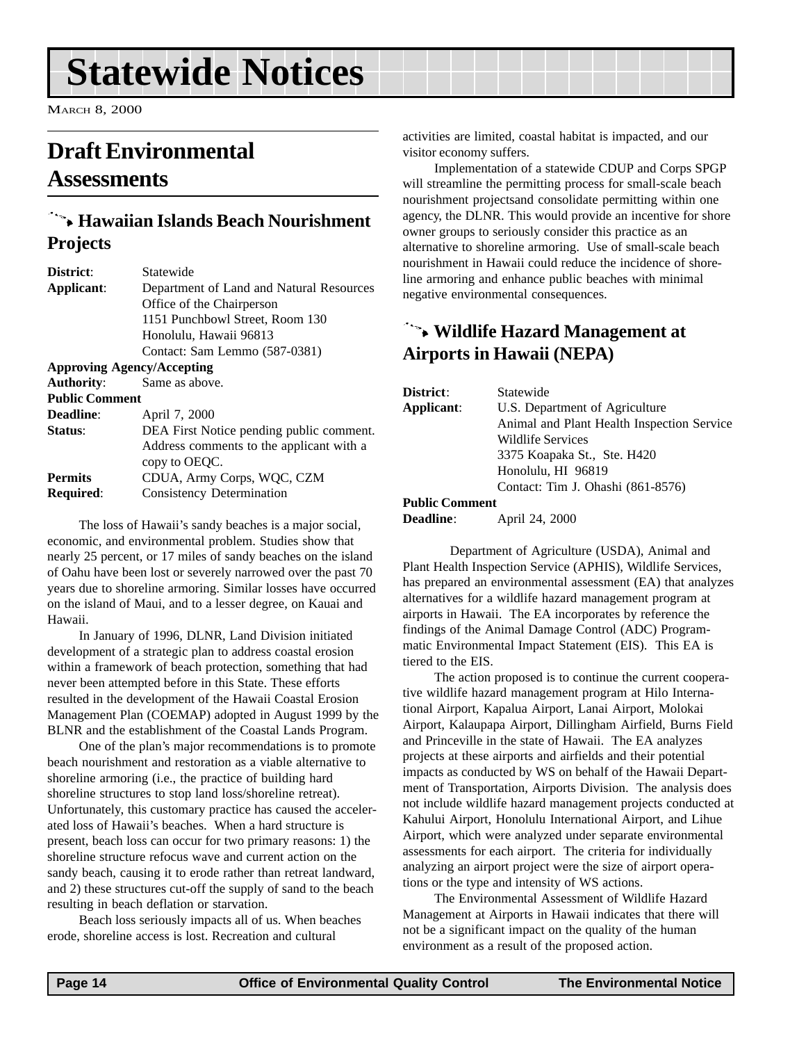# Statewide Notices

March 8, 2000

## Draft Environmental Assessments

### Hawaiian Islands Beach Nourishment Projects

**District**: Statewide

**Applicant**: Department of Land and Natural Resources
Office of the Chairperson
1151 Punchbowl Street, Room 130
Honolulu, Hawaii 96813
Contact: Sam Lemmo (587-0381)

**Approving Agency/Accepting Authority**: Same as above.

**Public Comment Deadline**: April 7, 2000

**Status**: DEA First Notice pending public comment. Address comments to the applicant with a copy to OEQC.

**Permits Required**: CDUA, Army Corps, WQC, CZM Consistency Determination

The loss of Hawaii's sandy beaches is a major social, economic, and environmental problem. Studies show that nearly 25 percent, or 17 miles of sandy beaches on the island of Oahu have been lost or severely narrowed over the past 70 years due to shoreline armoring. Similar losses have occurred on the island of Maui, and to a lesser degree, on Kauai and Hawaii.

In January of 1996, DLNR, Land Division initiated development of a strategic plan to address coastal erosion within a framework of beach protection, something that had never been attempted before in this State. These efforts resulted in the development of the Hawaii Coastal Erosion Management Plan (COEMAP) adopted in August 1999 by the BLNR and the establishment of the Coastal Lands Program.

One of the plan's major recommendations is to promote beach nourishment and restoration as a viable alternative to shoreline armoring (i.e., the practice of building hard shoreline structures to stop land loss/shoreline retreat). Unfortunately, this customary practice has caused the accelerated loss of Hawaii's beaches. When a hard structure is present, beach loss can occur for two primary reasons: 1) the shoreline structure refocus wave and current action on the sandy beach, causing it to erode rather than retreat landward, and 2) these structures cut-off the supply of sand to the beach resulting in beach deflation or starvation.

Beach loss seriously impacts all of us. When beaches erode, shoreline access is lost. Recreation and cultural activities are limited, coastal habitat is impacted, and our visitor economy suffers.

Implementation of a statewide CDUP and Corps SPGP will streamline the permitting process for small-scale beach nourishment projectsand consolidate permitting within one agency, the DLNR. This would provide an incentive for shore owner groups to seriously consider this practice as an alternative to shoreline armoring. Use of small-scale beach nourishment in Hawaii could reduce the incidence of shoreline armoring and enhance public beaches with minimal negative environmental consequences.

### Wildlife Hazard Management at Airports in Hawaii (NEPA)

**District**: Statewide

**Applicant**: U.S. Department of Agriculture
Animal and Plant Health Inspection Service
Wildlife Services
3375 Koapaka St., Ste. H420
Honolulu, HI 96819
Contact: Tim J. Ohashi (861-8576)

**Public Comment Deadline**: April 24, 2000

Department of Agriculture (USDA), Animal and Plant Health Inspection Service (APHIS), Wildlife Services, has prepared an environmental assessment (EA) that analyzes alternatives for a wildlife hazard management program at airports in Hawaii. The EA incorporates by reference the findings of the Animal Damage Control (ADC) Programmatic Environmental Impact Statement (EIS). This EA is tiered to the EIS.

The action proposed is to continue the current cooperative wildlife hazard management program at Hilo International Airport, Kapalua Airport, Lanai Airport, Molokai Airport, Kalaupapa Airport, Dillingham Airfield, Burns Field and Princeville in the state of Hawaii. The EA analyzes projects at these airports and airfields and their potential impacts as conducted by WS on behalf of the Hawaii Department of Transportation, Airports Division. The analysis does not include wildlife hazard management projects conducted at Kahului Airport, Honolulu International Airport, and Lihue Airport, which were analyzed under separate environmental assessments for each airport. The criteria for individually analyzing an airport project were the size of airport operations or the type and intensity of WS actions.

The Environmental Assessment of Wildlife Hazard Management at Airports in Hawaii indicates that there will not be a significant impact on the quality of the human environment as a result of the proposed action.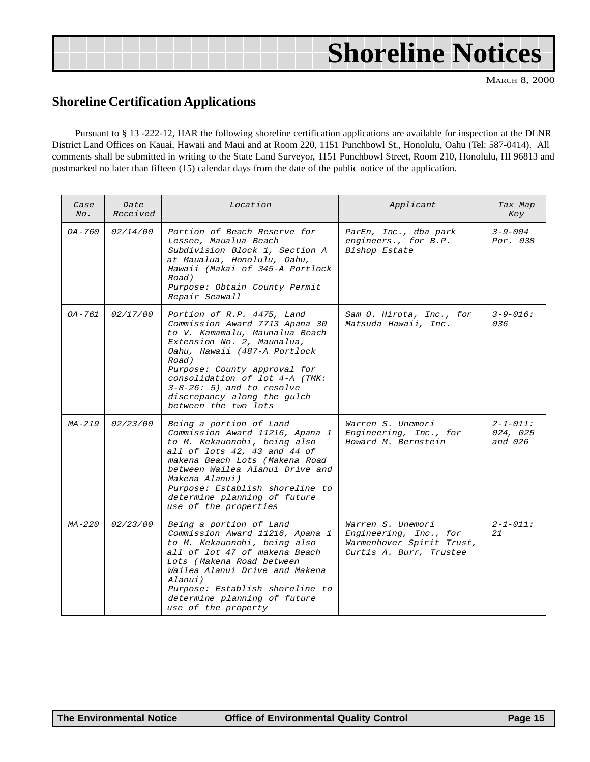# Shoreline Notices

MARCH 8, 2000

## Shoreline Certification Applications

Pursuant to § 13 -222-12, HAR the following shoreline certification applications are available for inspection at the DLNR District Land Offices on Kauai, Hawaii and Maui and at Room 220, 1151 Punchbowl St., Honolulu, Oahu (Tel: 587-0414). All comments shall be submitted in writing to the State Land Surveyor, 1151 Punchbowl Street, Room 210, Honolulu, HI 96813 and postmarked no later than fifteen (15) calendar days from the date of the public notice of the application.

| Case No. | Date Received | Location | Applicant | Tax Map Key |
|---|---|---|---|---|
| OA-760 | 02/14/00 | Portion of Beach Reserve for Lessee, Maualua Beach Subdivision Block 1, Section A at Maualua, Honolulu, Oahu, Hawaii (Makai of 345-A Portlock Road)<br>Purpose: Obtain County Permit Repair Seawall | ParEn, Inc., dba park engineers., for B.P. Bishop Estate | 3-9-004 Por. 038 |
| OA-761 | 02/17/00 | Portion of R.P. 4475, Land Commission Award 7713 Apana 30 to V. Kamamalu, Maunalua Beach Extension No. 2, Maunalua, Oahu, Hawaii (487-A Portlock Road)<br>Purpose: County approval for consolidation of lot 4-A (TMK: 3-8-26: 5) and to resolve discrepancy along the gulch between the two lots | Sam O. Hirota, Inc., for Matsuda Hawaii, Inc. | 3-9-016: 036 |
| MA-219 | 02/23/00 | Being a portion of Land Commission Award 11216, Apana 1 to M. Kekauonohi, being also all of lots 42, 43 and 44 of makena Beach Lots (Makena Road between Wailea Alanui Drive and Makena Alanui)<br>Purpose: Establish shoreline to determine planning of future use of the properties | Warren S. Unemori Engineering, Inc., for Howard M. Bernstein | 2-1-011: 024, 025 and 026 |
| MA-220 | 02/23/00 | Being a portion of Land Commission Award 11216, Apana 1 to M. Kekauonohi, being also all of lot 47 of makena Beach Lots (Makena Road between Wailea Alanui Drive and Makena Alanui)<br>Purpose: Establish shoreline to determine planning of future use of the property | Warren S. Unemori Engineering, Inc., for Warmenhover Spirit Trust, Curtis A. Burr, Trustee | 2-1-011: 21 |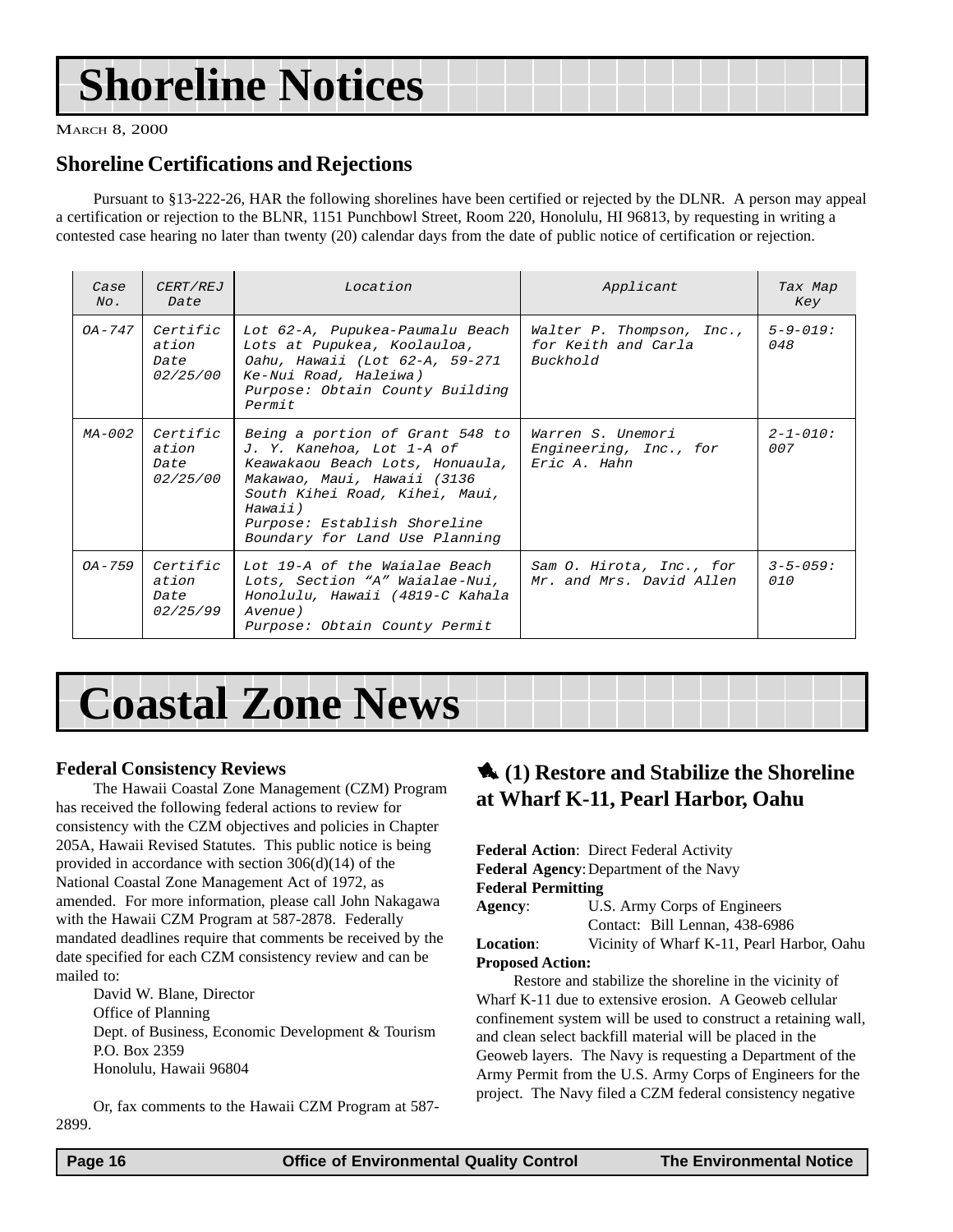# Shoreline Notices

MARCH 8, 2000

## Shoreline Certifications and Rejections

Pursuant to §13-222-26, HAR the following shorelines have been certified or rejected by the DLNR. A person may appeal a certification or rejection to the BLNR, 1151 Punchbowl Street, Room 220, Honolulu, HI 96813, by requesting in writing a contested case hearing no later than twenty (20) calendar days from the date of public notice of certification or rejection.

| Case No. | CERT/REJ Date | Location | Applicant | Tax Map Key |
|---|---|---|---|---|
| OA-747 | Certification Date 02/25/00 | Lot 62-A, Pupukea-Paumalu Beach Lots at Pupukea, Koolauloa, Oahu, Hawaii (Lot 62-A, 59-271 Ke-Nui Road, Haleiwa) Purpose: Obtain County Building Permit | Walter P. Thompson, Inc., for Keith and Carla Buckhold | 5-9-019: 048 |
| MA-002 | Certification Date 02/25/00 | Being a portion of Grant 548 to J. Y. Kanehoa, Lot 1-A of Keawakaou Beach Lots, Honuaula, Makawao, Maui, Hawaii (3136 South Kihei Road, Kihei, Maui, Hawaii) Purpose: Establish Shoreline Boundary for Land Use Planning | Warren S. Unemori Engineering, Inc., for Eric A. Hahn | 2-1-010: 007 |
| OA-759 | Certification Date 02/25/99 | Lot 19-A of the Waialae Beach Lots, Section "A" Waialae-Nui, Honolulu, Hawaii (4819-C Kahala Avenue) Purpose: Obtain County Permit | Sam O. Hirota, Inc., for Mr. and Mrs. David Allen | 3-5-059: 010 |

# Coastal Zone News

### Federal Consistency Reviews

The Hawaii Coastal Zone Management (CZM) Program has received the following federal actions to review for consistency with the CZM objectives and policies in Chapter 205A, Hawaii Revised Statutes. This public notice is being provided in accordance with section 306(d)(14) of the National Coastal Zone Management Act of 1972, as amended. For more information, please call John Nakagawa with the Hawaii CZM Program at 587-2878. Federally mandated deadlines require that comments be received by the date specified for each CZM consistency review and can be mailed to:

David W. Blane, Director
Office of Planning
Dept. of Business, Economic Development & Tourism
P.O. Box 2359
Honolulu, Hawaii 96804

Or, fax comments to the Hawaii CZM Program at 587-2899.

## (1) Restore and Stabilize the Shoreline at Wharf K-11, Pearl Harbor, Oahu

**Federal Action**: Direct Federal Activity
**Federal Agency**: Department of the Navy
**Federal Permitting Agency**: U.S. Army Corps of Engineers
Contact: Bill Lennan, 438-6986
**Location**: Vicinity of Wharf K-11, Pearl Harbor, Oahu
**Proposed Action:**

Restore and stabilize the shoreline in the vicinity of Wharf K-11 due to extensive erosion. A Geoweb cellular confinement system will be used to construct a retaining wall, and clean select backfill material will be placed in the Geoweb layers. The Navy is requesting a Department of the Army Permit from the U.S. Army Corps of Engineers for the project. The Navy filed a CZM federal consistency negative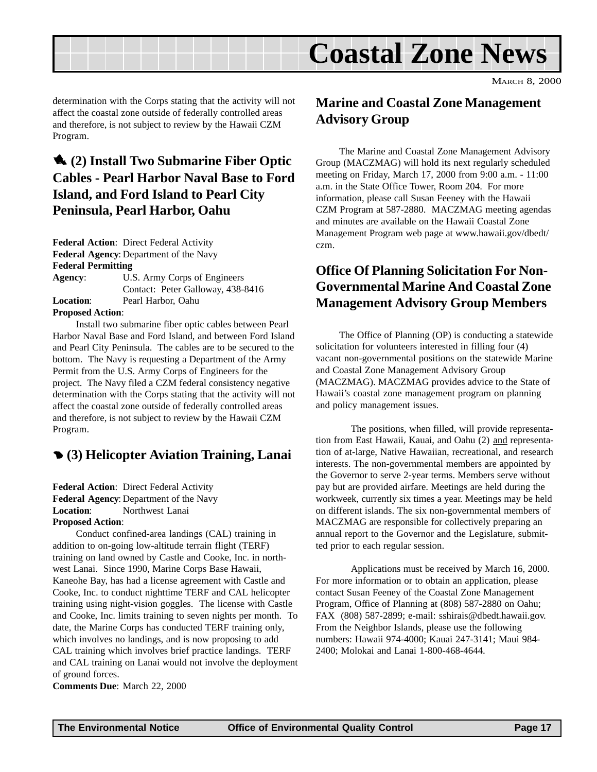determination with the Corps stating that the activity will not affect the coastal zone outside of federally controlled areas and therefore, is not subject to review by the Hawaii CZM Program.

## (2) Install Two Submarine Fiber Optic Cables - Pearl Harbor Naval Base to Ford Island, and Ford Island to Pearl City Peninsula, Pearl Harbor, Oahu

**Federal Action**: Direct Federal Activity
**Federal Agency**: Department of the Navy
**Federal Permitting Agency**: U.S. Army Corps of Engineers
Contact: Peter Galloway, 438-8416
**Location**: Pearl Harbor, Oahu
**Proposed Action**:

Install two submarine fiber optic cables between Pearl Harbor Naval Base and Ford Island, and between Ford Island and Pearl City Peninsula. The cables are to be secured to the bottom. The Navy is requesting a Department of the Army Permit from the U.S. Army Corps of Engineers for the project. The Navy filed a CZM federal consistency negative determination with the Corps stating that the activity will not affect the coastal zone outside of federally controlled areas and therefore, is not subject to review by the Hawaii CZM Program.

## (3) Helicopter Aviation Training, Lanai

**Federal Action**: Direct Federal Activity
**Federal Agency**: Department of the Navy
**Location**: Northwest Lanai
**Proposed Action**:

Conduct confined-area landings (CAL) training in addition to on-going low-altitude terrain flight (TERF) training on land owned by Castle and Cooke, Inc. in northwest Lanai. Since 1990, Marine Corps Base Hawaii, Kaneohe Bay, has had a license agreement with Castle and Cooke, Inc. to conduct nighttime TERF and CAL helicopter training using night-vision goggles. The license with Castle and Cooke, Inc. limits training to seven nights per month. To date, the Marine Corps has conducted TERF training only, which involves no landings, and is now proposing to add CAL training which involves brief practice landings. TERF and CAL training on Lanai would not involve the deployment of ground forces.

**Comments Due**: March 22, 2000

## Marine and Coastal Zone Management Advisory Group

The Marine and Coastal Zone Management Advisory Group (MACZMAG) will hold its next regularly scheduled meeting on Friday, March 17, 2000 from 9:00 a.m. - 11:00 a.m. in the State Office Tower, Room 204. For more information, please call Susan Feeney with the Hawaii CZM Program at 587-2880. MACZMAG meeting agendas and minutes are available on the Hawaii Coastal Zone Management Program web page at www.hawaii.gov/dbedt/czm.

## Office Of Planning Solicitation For Non-Governmental Marine And Coastal Zone Management Advisory Group Members

The Office of Planning (OP) is conducting a statewide solicitation for volunteers interested in filling four (4) vacant non-governmental positions on the statewide Marine and Coastal Zone Management Advisory Group (MACZMAG). MACZMAG provides advice to the State of Hawaii's coastal zone management program on planning and policy management issues.

The positions, when filled, will provide representation from East Hawaii, Kauai, and Oahu (2) and representation of at-large, Native Hawaiian, recreational, and research interests. The non-governmental members are appointed by the Governor to serve 2-year terms. Members serve without pay but are provided airfare. Meetings are held during the workweek, currently six times a year. Meetings may be held on different islands. The six non-governmental members of MACZMAG are responsible for collectively preparing an annual report to the Governor and the Legislature, submitted prior to each regular session.

Applications must be received by March 16, 2000. For more information or to obtain an application, please contact Susan Feeney of the Coastal Zone Management Program, Office of Planning at (808) 587-2880 on Oahu; FAX (808) 587-2899; e-mail: sshirais@dbedt.hawaii.gov. From the Neighbor Islands, please use the following numbers: Hawaii 974-4000; Kauai 247-3141; Maui 984-2400; Molokai and Lanai 1-800-468-4644.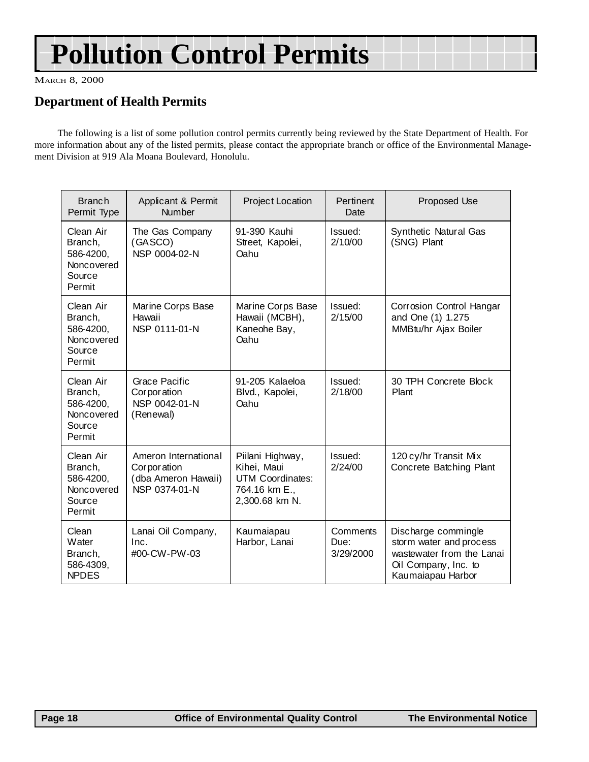# Pollution Control Permits

MARCH 8, 2000

## Department of Health Permits

The following is a list of some pollution control permits currently being reviewed by the State Department of Health. For more information about any of the listed permits, please contact the appropriate branch or office of the Environmental Management Division at 919 Ala Moana Boulevard, Honolulu.

| Branch Permit Type | Applicant & Permit Number | Project Location | Pertinent Date | Proposed Use |
|---|---|---|---|---|
| Clean Air Branch, 586-4200, Noncovered Source Permit | The Gas Company (GASCO) NSP 0004-02-N | 91-390 Kauhi Street, Kapolei, Oahu | Issued: 2/10/00 | Synthetic Natural Gas (SNG) Plant |
| Clean Air Branch, 586-4200, Noncovered Source Permit | Marine Corps Base Hawaii NSP 0111-01-N | Marine Corps Base Hawaii (MCBH), Kaneohe Bay, Oahu | Issued: 2/15/00 | Corrosion Control Hangar and One (1) 1.275 MMBtu/hr Ajax Boiler |
| Clean Air Branch, 586-4200, Noncovered Source Permit | Grace Pacific Corporation NSP 0042-01-N (Renewal) | 91-205 Kalaeloa Blvd., Kapolei, Oahu | Issued: 2/18/00 | 30 TPH Concrete Block Plant |
| Clean Air Branch, 586-4200, Noncovered Source Permit | Ameron International Corporation (dba Ameron Hawaii) NSP 0374-01-N | Piilani Highway, Kihei, Maui UTM Coordinates: 764.16 km E., 2,300.68 km N. | Issued: 2/24/00 | 120 cy/hr Transit Mix Concrete Batching Plant |
| Clean Water Branch, 586-4309, NPDES | Lanai Oil Company, Inc. #00-CW-PW-03 | Kaumaiapau Harbor, Lanai | Comments Due: 3/29/2000 | Discharge commingle storm water and process wastewater from the Lanai Oil Company, Inc. to Kaumaiapau Harbor |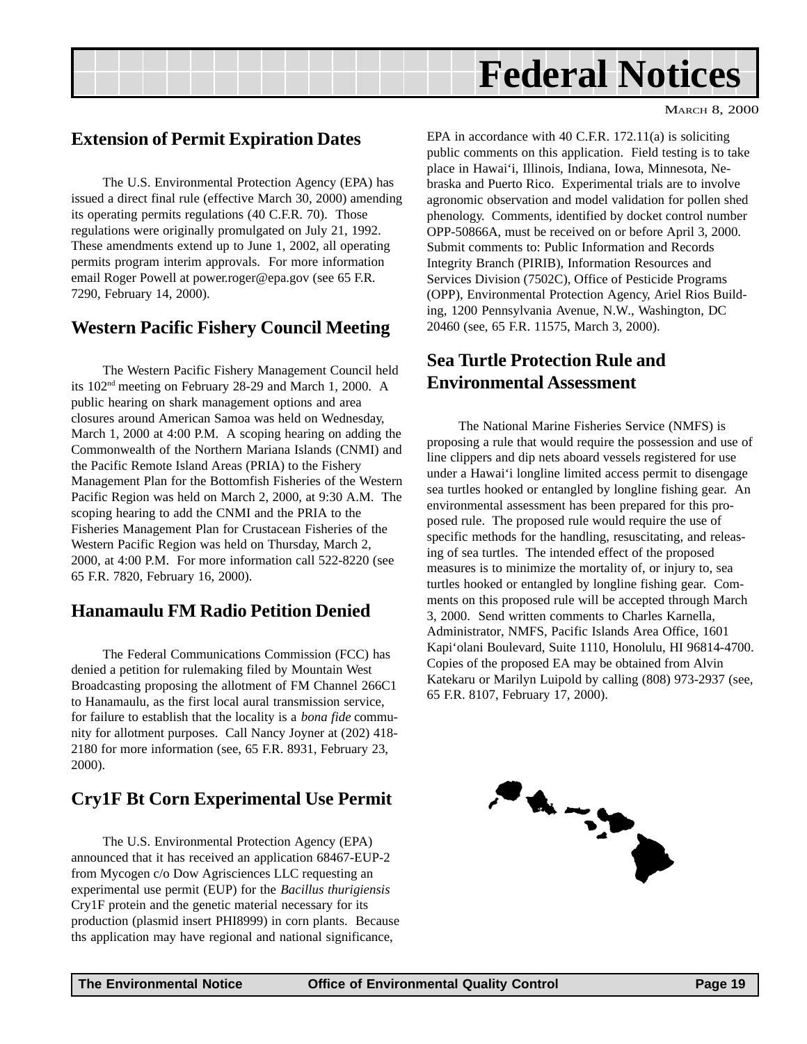# Federal Notices

MARCH 8, 2000

## Extension of Permit Expiration Dates

The U.S. Environmental Protection Agency (EPA) has issued a direct final rule (effective March 30, 2000) amending its operating permits regulations (40 C.F.R. 70). Those regulations were originally promulgated on July 21, 1992. These amendments extend up to June 1, 2002, all operating permits program interim approvals. For more information email Roger Powell at power.roger@epa.gov (see 65 F.R. 7290, February 14, 2000).

## Western Pacific Fishery Council Meeting

The Western Pacific Fishery Management Council held its 102nd meeting on February 28-29 and March 1, 2000. A public hearing on shark management options and area closures around American Samoa was held on Wednesday, March 1, 2000 at 4:00 P.M. A scoping hearing on adding the Commonwealth of the Northern Mariana Islands (CNMI) and the Pacific Remote Island Areas (PRIA) to the Fishery Management Plan for the Bottomfish Fisheries of the Western Pacific Region was held on March 2, 2000, at 9:30 A.M. The scoping hearing to add the CNMI and the PRIA to the Fisheries Management Plan for Crustacean Fisheries of the Western Pacific Region was held on Thursday, March 2, 2000, at 4:00 P.M. For more information call 522-8220 (see 65 F.R. 7820, February 16, 2000).

## Hanamaulu FM Radio Petition Denied

The Federal Communications Commission (FCC) has denied a petition for rulemaking filed by Mountain West Broadcasting proposing the allotment of FM Channel 266C1 to Hanamaulu, as the first local aural transmission service, for failure to establish that the locality is a *bona fide* community for allotment purposes. Call Nancy Joyner at (202) 418-2180 for more information (see, 65 F.R. 8931, February 23, 2000).

## Cry1F Bt Corn Experimental Use Permit

The U.S. Environmental Protection Agency (EPA) announced that it has received an application 68467-EUP-2 from Mycogen c/o Dow Agrisciences LLC requesting an experimental use permit (EUP) for the *Bacillus thurigiensis* Cry1F protein and the genetic material necessary for its production (plasmid insert PHI8999) in corn plants. Because ths application may have regional and national significance, EPA in accordance with 40 C.F.R. 172.11(a) is soliciting public comments on this application. Field testing is to take place in Hawai'i, Illinois, Indiana, Iowa, Minnesota, Nebraska and Puerto Rico. Experimental trials are to involve agronomic observation and model validation for pollen shed phenology. Comments, identified by docket control number OPP-50866A, must be received on or before April 3, 2000. Submit comments to: Public Information and Records Integrity Branch (PIRIB), Information Resources and Services Division (7502C), Office of Pesticide Programs (OPP), Environmental Protection Agency, Ariel Rios Building, 1200 Pennsylvania Avenue, N.W., Washington, DC 20460 (see, 65 F.R. 11575, March 3, 2000).

## Sea Turtle Protection Rule and Environmental Assessment

The National Marine Fisheries Service (NMFS) is proposing a rule that would require the possession and use of line clippers and dip nets aboard vessels registered for use under a Hawai'i longline limited access permit to disengage sea turtles hooked or entangled by longline fishing gear. An environmental assessment has been prepared for this proposed rule. The proposed rule would require the use of specific methods for the handling, resuscitating, and releasing of sea turtles. The intended effect of the proposed measures is to minimize the mortality of, or injury to, sea turtles hooked or entangled by longline fishing gear. Comments on this proposed rule will be accepted through March 3, 2000. Send written comments to Charles Karnella, Administrator, NMFS, Pacific Islands Area Office, 1601 Kapi'olani Boulevard, Suite 1110, Honolulu, HI 96814-4700. Copies of the proposed EA may be obtained from Alvin Katekaru or Marilyn Luipold by calling (808) 973-2937 (see, 65 F.R. 8107, February 17, 2000).